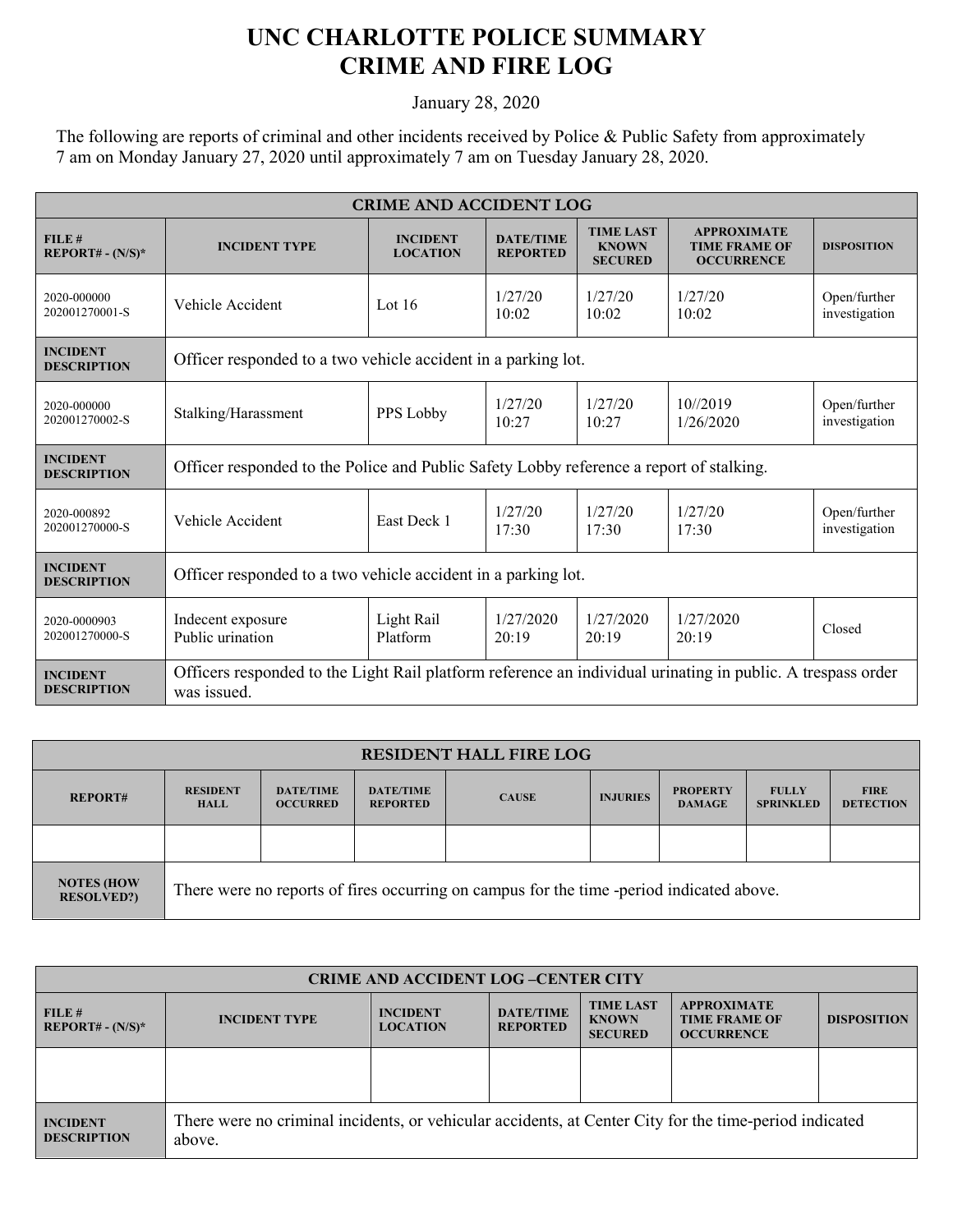# UNC CHARLOTTE POLICE SUMMARY
# CRIME AND FIRE LOG

January 28, 2020

The following are reports of criminal and other incidents received by Police & Public Safety from approximately 7 am on Monday January 27, 2020 until approximately 7 am on Tuesday January 28, 2020.

| CRIME AND ACCIDENT LOG | | | | | | |
|---|---|---|---|---|---|---|
| **FILE # REPORT# - (N/S)*** | **INCIDENT TYPE** | **INCIDENT LOCATION** | **DATE/TIME REPORTED** | **TIME LAST KNOWN SECURED** | **APPROXIMATE TIME FRAME OF OCCURRENCE** | **DISPOSITION** |
| 2020-000000 202001270001-S | Vehicle Accident | Lot 16 | 1/27/20 10:02 | 1/27/20 10:02 | 1/27/20 10:02 | Open/further investigation |
| **INCIDENT DESCRIPTION** | Officer responded to a two vehicle accident in a parking lot. | | | | | |
| 2020-000000 202001270002-S | Stalking/Harassment | PPS Lobby | 1/27/20 10:27 | 1/27/20 10:27 | 10//2019 1/26/2020 | Open/further investigation |
| **INCIDENT DESCRIPTION** | Officer responded to the Police and Public Safety Lobby reference a report of stalking. | | | | | |
| 2020-000892 202001270000-S | Vehicle Accident | East Deck 1 | 1/27/20 17:30 | 1/27/20 17:30 | 1/27/20 17:30 | Open/further investigation |
| **INCIDENT DESCRIPTION** | Officer responded to a two vehicle accident in a parking lot. | | | | | |
| 2020-0000903 202001270000-S | Indecent exposure Public urination | Light Rail Platform | 1/27/2020 20:19 | 1/27/2020 20:19 | 1/27/2020 20:19 | Closed |
| **INCIDENT DESCRIPTION** | Officers responded to the Light Rail platform reference an individual urinating in public. A trespass order was issued. | | | | | |

| RESIDENT HALL FIRE LOG | | | | | | | | |
|---|---|---|---|---|---|---|---|---|
| **REPORT#** | **RESIDENT HALL** | **DATE/TIME OCCURRED** | **DATE/TIME REPORTED** | **CAUSE** | **INJURIES** | **PROPERTY DAMAGE** | **FULLY SPRINKLED** | **FIRE DETECTION** |
| | | | | | | | | |
| **NOTES (HOW RESOLVED?)** | There were no reports of fires occurring on campus for the time -period indicated above. | | | | | | | |

| CRIME AND ACCIDENT LOG –CENTER CITY | | | | | | |
|---|---|---|---|---|---|---|
| **FILE # REPORT# - (N/S)*** | **INCIDENT TYPE** | **INCIDENT LOCATION** | **DATE/TIME REPORTED** | **TIME LAST KNOWN SECURED** | **APPROXIMATE TIME FRAME OF OCCURRENCE** | **DISPOSITION** |
| | | | | | | |
| **INCIDENT DESCRIPTION** | There were no criminal incidents, or vehicular accidents, at Center City for the time-period indicated above. | | | | | |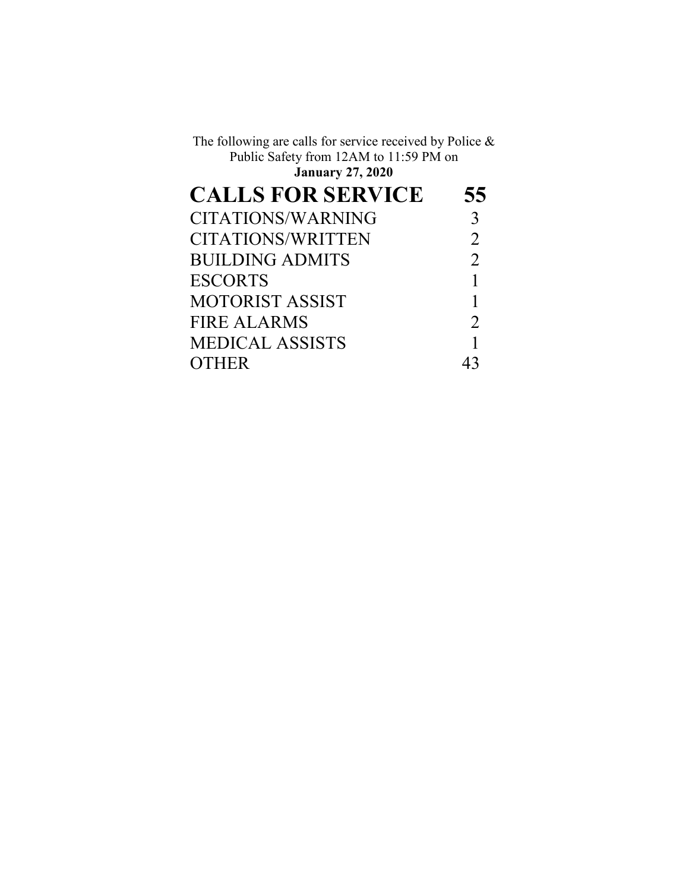The following are calls for service received by Police & Public Safety from 12AM to 11:59 PM on

**January 27, 2020**

| | |
|---|---|
| **CALLS FOR SERVICE** | **55** |
| CITATIONS/WARNING | 3 |
| CITATIONS/WRITTEN | 2 |
| BUILDING ADMITS | 2 |
| ESCORTS | 1 |
| MOTORIST ASSIST | 1 |
| FIRE ALARMS | 2 |
| MEDICAL ASSISTS | 1 |
| OTHER | 43 |